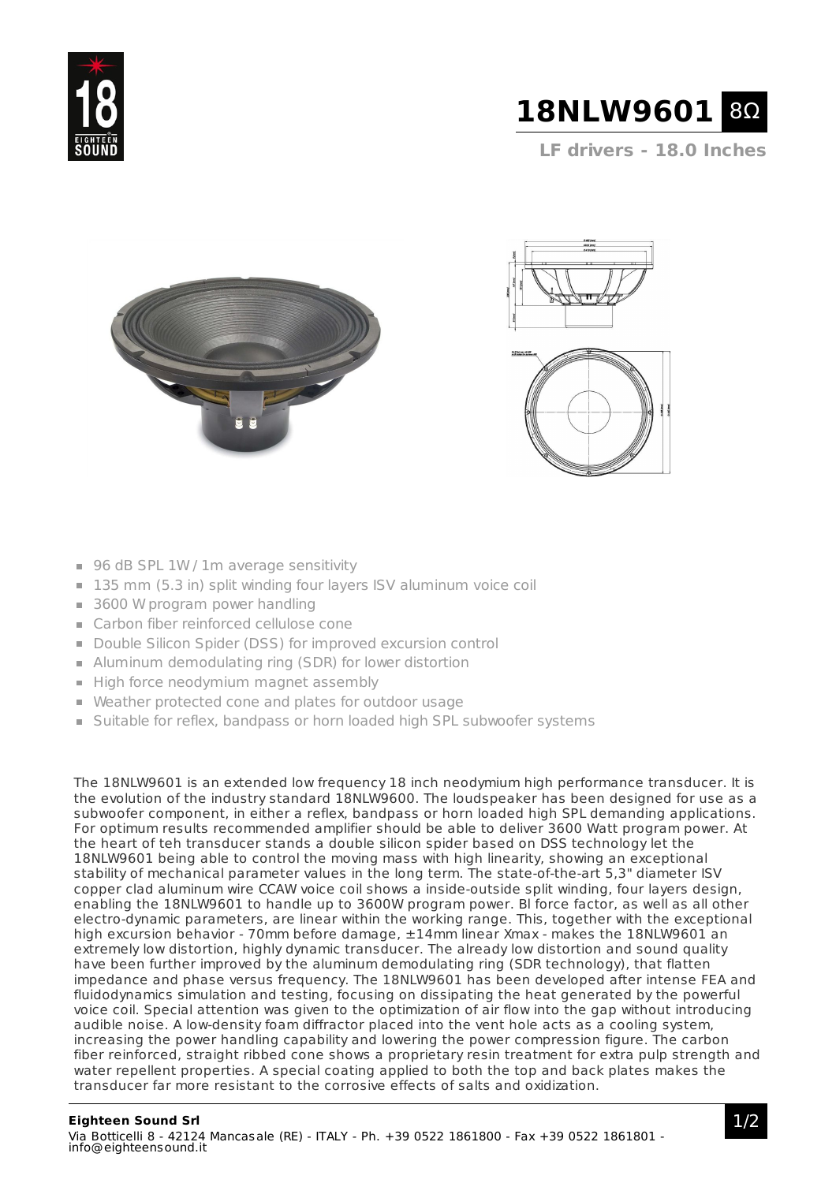# 18NLW9601 8Ω

**LF drivers - 18.0 Inches**

- 96 dB SPL 1W / 1m average sensitivity
- 135 mm (5.3 in) split winding four layers ISV aluminum voice coil
- 3600 W program power handling
- Carbon fiber reinforced cellulose cone
- Double Silicon Spider (DSS) for improved excursion control
- Aluminum demodulating ring (SDR) for lower distortion
- High force neodymium magnet assembly
- Weather protected cone and plates for outdoor usage
- Suitable for reflex, bandpass or horn loaded high SPL subwoofer systems

The 18NLW9601 is an extended low frequency 18 inch neodymium high performance transducer. It is the evolution of the industry standard 18NLW9600. The loudspeaker has been designed for use as a subwoofer component, in either a reflex, bandpass or horn loaded high SPL demanding applications. For optimum results recommended amplifier should be able to deliver 3600 Watt program power. At the heart of teh transducer stands a double silicon spider based on DSS technology let the 18NLW9601 being able to control the moving mass with high linearity, showing an exceptional stability of mechanical parameter values in the long term. The state-of-the-art 5,3" diameter ISV copper clad aluminum wire CCAW voice coil shows a inside-outside split winding, four layers design, enabling the 18NLW9601 to handle up to 3600W program power. Bl force factor, as well as all other electro-dynamic parameters, are linear within the working range. This, together with the exceptional high excursion behavior - 70mm before damage, ±14mm linear Xmax - makes the 18NLW9601 an extremely low distortion, highly dynamic transducer. The already low distortion and sound quality have been further improved by the aluminum demodulating ring (SDR technology), that flatten impedance and phase versus frequency. The 18NLW9601 has been developed after intense FEA and fluidodynamics simulation and testing, focusing on dissipating the heat generated by the powerful voice coil. Special attention was given to the optimization of air flow into the gap without introducing audible noise. A low-density foam diffractor placed into the vent hole acts as a cooling system, increasing the power handling capability and lowering the power compression figure. The carbon fiber reinforced, straight ribbed cone shows a proprietary resin treatment for extra pulp strength and water repellent properties. A special coating applied to both the top and back plates makes the transducer far more resistant to the corrosive effects of salts and oxidization.

**Eighteen Sound Srl**
Via Botticelli 8 - 42124 Mancasale (RE) - ITALY - Ph. +39 0522 1861800 - Fax +39 0522 1861801 - info@eighteensound.it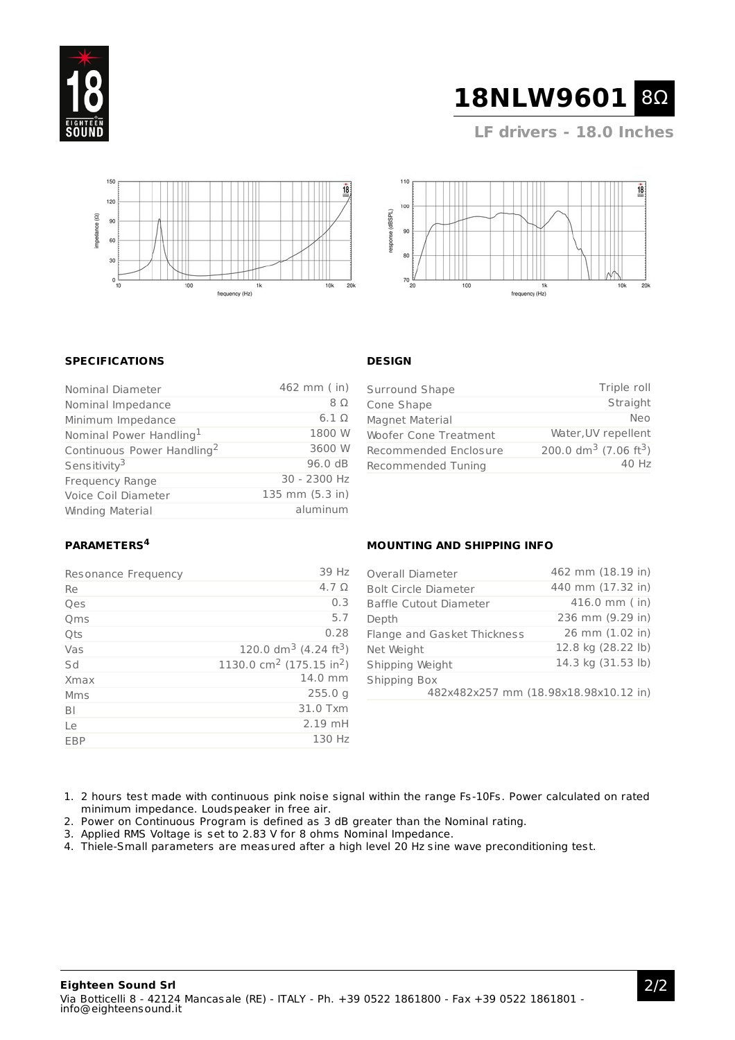# 18NLW9601 8Ω

## LF drivers - 18.0 Inches

impedance (Ω)
150
120
90
60
30
0
10
100
1k
10k
20k
frequency (Hz)

response (dBSPL)
110
100
90
80
70
20
100
1k
10k
20k
frequency (Hz)

### SPECIFICATIONS

| | |
|---|---|
| Nominal Diameter | 462 mm ( in) |
| Nominal Impedance | 8 Ω |
| Minimum Impedance | 6.1 Ω |
| Nominal Power Handling[1] | 1800 W |
| Continuous Power Handling[2] | 3600 W |
| Sensitivity[3] | 96.0 dB |
| Frequency Range | 30 - 2300 Hz |
| Voice Coil Diameter | 135 mm (5.3 in) |
| Winding Material | aluminum |

### DESIGN

| | |
|---|---|
| Surround Shape | Triple roll |
| Cone Shape | Straight |
| Magnet Material | Neo |
| Woofer Cone Treatment | Water,UV repellent |
| Recommended Enclosure | 200.0 $dm^3$ (7.06 $ft^3$) |
| Recommended Tuning | 40 Hz |

### PARAMETERS[4]

| | |
|---|---|
| Resonance Frequency | 39 Hz |
| Re | 4.7 Ω |
| Qes | 0.3 |
| Qms | 5.7 |
| Qts | 0.28 |
| Vas | 120.0 $dm^3$ (4.24 $ft^3$) |
| Sd | 1130.0 $cm^2$ (175.15 $in^2$) |
| Xmax | 14.0 mm |
| Mms | 255.0 g |
| Bl | 31.0 Txm |
| Le | 2.19 mH |
| EBP | 130 Hz |

### MOUNTING AND SHIPPING INFO

| | |
|---|---|
| Overall Diameter | 462 mm (18.19 in) |
| Bolt Circle Diameter | 440 mm (17.32 in) |
| Baffle Cutout Diameter | 416.0 mm ( in) |
| Depth | 236 mm (9.29 in) |
| Flange and Gasket Thickness | 26 mm (1.02 in) |
| Net Weight | 12.8 kg (28.22 lb) |
| Shipping Weight | 14.3 kg (31.53 lb) |
| Shipping Box | 482x482x257 mm (18.98x18.98x10.12 in) |

1. 2 hours test made with continuous pink noise signal within the range Fs-10Fs. Power calculated on rated minimum impedance. Loudspeaker in free air.
2. Power on Continuous Program is defined as 3 dB greater than the Nominal rating.
3. Applied RMS Voltage is set to 2.83 V for 8 ohms Nominal Impedance.
4. Thiele-Small parameters are measured after a high level 20 Hz sine wave preconditioning test.

**Eighteen Sound Srl**
Via Botticelli 8 - 42124 Mancasale (RE) - ITALY - Ph. +39 0522 1861800 - Fax +39 0522 1861801 - info@eighteensound.it